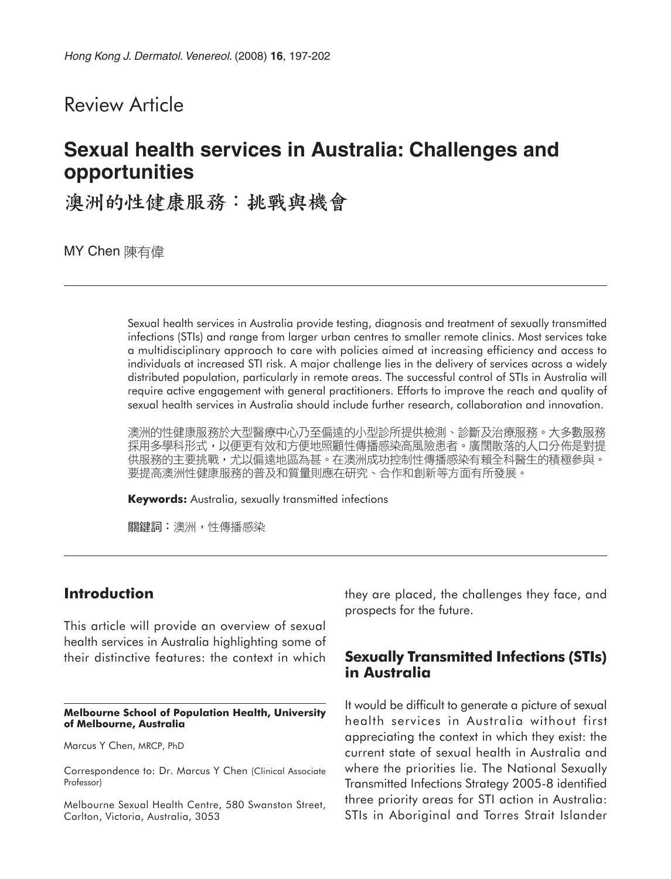Review Article

# Sexual health services in Australia: Challenges and opportunities

# 澳洲的性健康服務：挑戰與機會

MY Chen 陳有偉

Sexual health services in Australia provide testing, diagnosis and treatment of sexually transmitted infections (STIs) and range from larger urban centres to smaller remote clinics. Most services take a multidisciplinary approach to care with policies aimed at increasing efficiency and access to individuals at increased STI risk. A major challenge lies in the delivery of services across a widely distributed population, particularly in remote areas. The successful control of STIs in Australia will require active engagement with general practitioners. Efforts to improve the reach and quality of sexual health services in Australia should include further research, collaboration and innovation.

澳洲的性健康服務於大型醫療中心乃至偏遠的小型診所提供檢測、診斷及治療服務。大多數服務採用多學科形式，以便更有效和方便地照顧性傳播感染高風險患者。廣闊散落的人口分佈是對提供服務的主要挑戰，尤以偏遠地區為甚。在澳洲成功控制性傳播感染有賴全科醫生的積極參與。要提高澳洲性健康服務的普及和質量則應在研究、合作和創新等方面有所發展。

**Keywords:** Australia, sexually transmitted infections

**關鍵詞**：澳洲，性傳播感染

## Introduction

This article will provide an overview of sexual health services in Australia highlighting some of their distinctive features: the context in which they are placed, the challenges they face, and prospects for the future.

## Sexually Transmitted Infections (STIs) in Australia

It would be difficult to generate a picture of sexual health services in Australia without first appreciating the context in which they exist: the current state of sexual health in Australia and where the priorities lie. The National Sexually Transmitted Infections Strategy 2005-8 identified three priority areas for STI action in Australia: STIs in Aboriginal and Torres Strait Islander

**Melbourne School of Population Health, University of Melbourne, Australia**

Marcus Y Chen, MRCP, PhD

Correspondence to: Dr. Marcus Y Chen (Clinical Associate Professor)

Melbourne Sexual Health Centre, 580 Swanston Street, Carlton, Victoria, Australia, 3053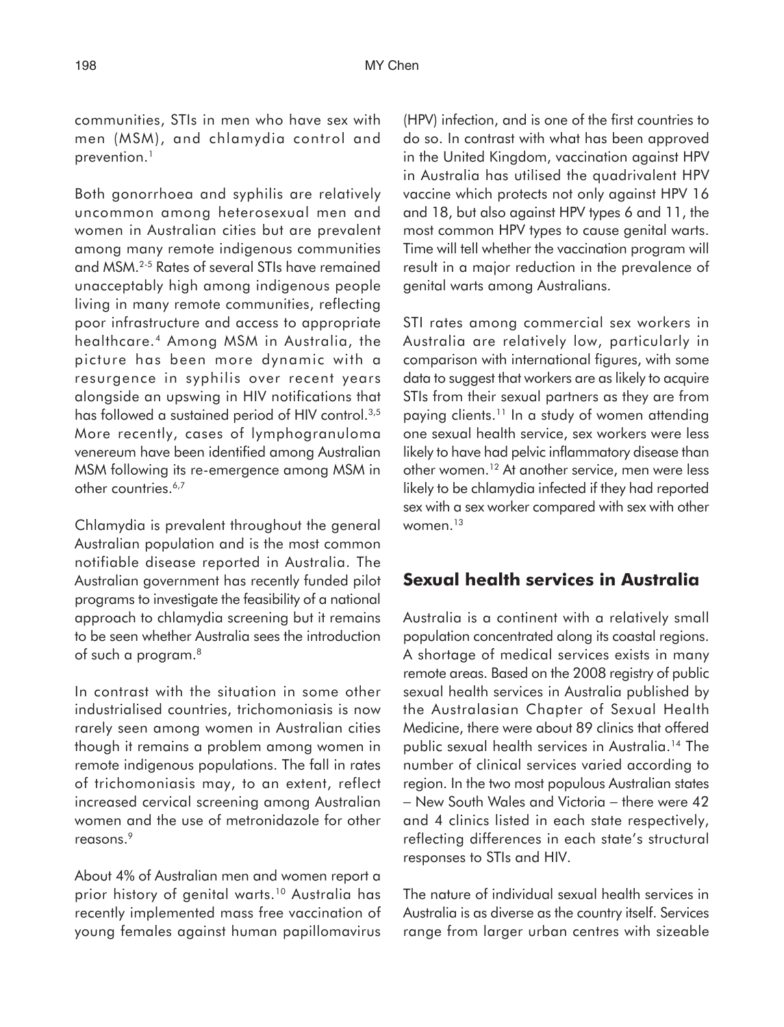communities, STIs in men who have sex with men (MSM), and chlamydia control and prevention.[1]

Both gonorrhoea and syphilis are relatively uncommon among heterosexual men and women in Australian cities but are prevalent among many remote indigenous communities and MSM.[2-5] Rates of several STIs have remained unacceptably high among indigenous people living in many remote communities, reflecting poor infrastructure and access to appropriate healthcare.[4] Among MSM in Australia, the picture has been more dynamic with a resurgence in syphilis over recent years alongside an upswing in HIV notifications that has followed a sustained period of HIV control.[3,5] More recently, cases of lymphogranuloma venereum have been identified among Australian MSM following its re-emergence among MSM in other countries.[6,7]

Chlamydia is prevalent throughout the general Australian population and is the most common notifiable disease reported in Australia. The Australian government has recently funded pilot programs to investigate the feasibility of a national approach to chlamydia screening but it remains to be seen whether Australia sees the introduction of such a program.[8]

In contrast with the situation in some other industrialised countries, trichomoniasis is now rarely seen among women in Australian cities though it remains a problem among women in remote indigenous populations. The fall in rates of trichomoniasis may, to an extent, reflect increased cervical screening among Australian women and the use of metronidazole for other reasons.[9]

About 4% of Australian men and women report a prior history of genital warts.[10] Australia has recently implemented mass free vaccination of young females against human papillomavirus (HPV) infection, and is one of the first countries to do so. In contrast with what has been approved in the United Kingdom, vaccination against HPV in Australia has utilised the quadrivalent HPV vaccine which protects not only against HPV 16 and 18, but also against HPV types 6 and 11, the most common HPV types to cause genital warts. Time will tell whether the vaccination program will result in a major reduction in the prevalence of genital warts among Australians.

STI rates among commercial sex workers in Australia are relatively low, particularly in comparison with international figures, with some data to suggest that workers are as likely to acquire STIs from their sexual partners as they are from paying clients.[11] In a study of women attending one sexual health service, sex workers were less likely to have had pelvic inflammatory disease than other women.[12] At another service, men were less likely to be chlamydia infected if they had reported sex with a sex worker compared with sex with other women.[13]

## Sexual health services in Australia

Australia is a continent with a relatively small population concentrated along its coastal regions. A shortage of medical services exists in many remote areas. Based on the 2008 registry of public sexual health services in Australia published by the Australasian Chapter of Sexual Health Medicine, there were about 89 clinics that offered public sexual health services in Australia.[14] The number of clinical services varied according to region. In the two most populous Australian states – New South Wales and Victoria – there were 42 and 4 clinics listed in each state respectively, reflecting differences in each state's structural responses to STIs and HIV.

The nature of individual sexual health services in Australia is as diverse as the country itself. Services range from larger urban centres with sizeable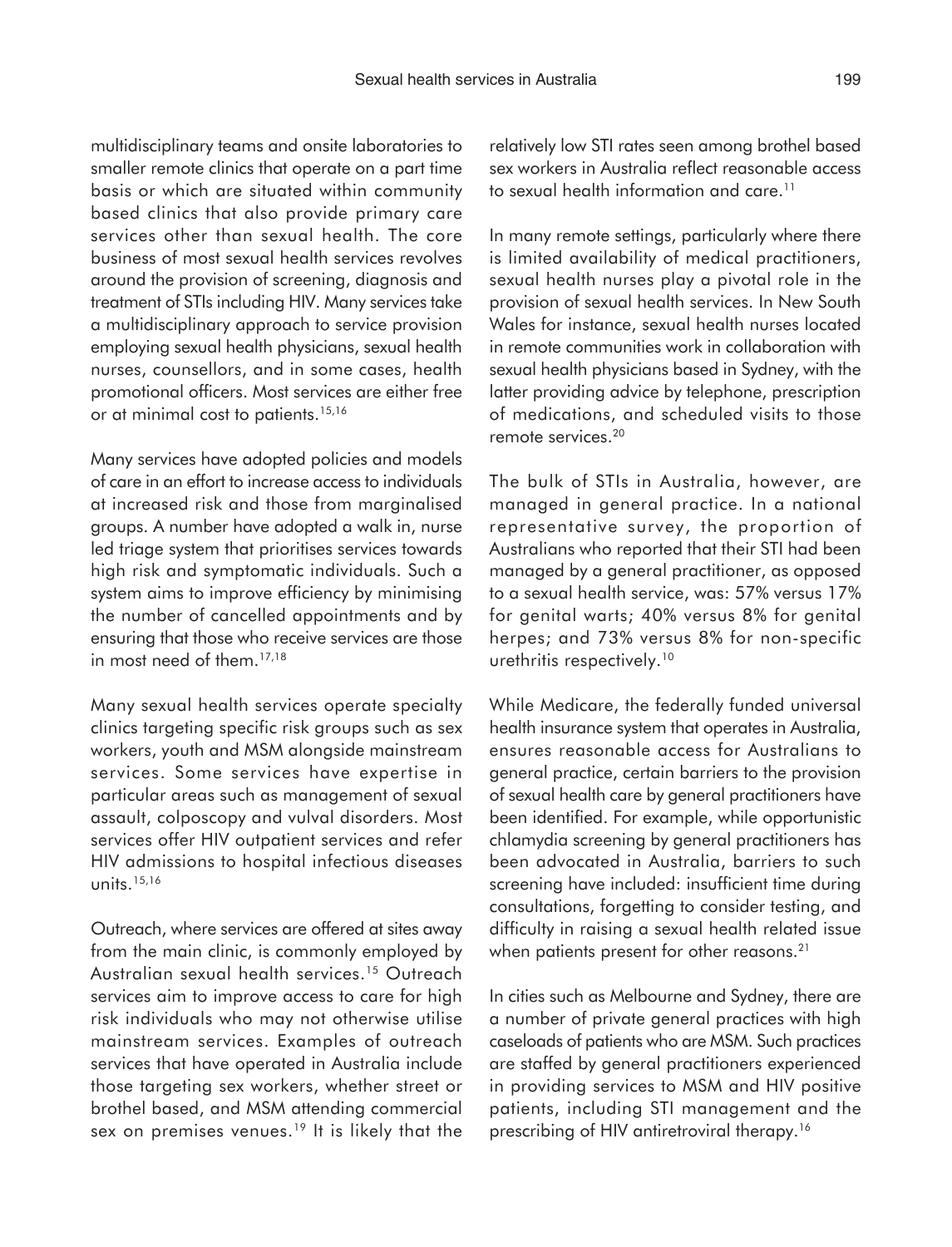multidisciplinary teams and onsite laboratories to smaller remote clinics that operate on a part time basis or which are situated within community based clinics that also provide primary care services other than sexual health. The core business of most sexual health services revolves around the provision of screening, diagnosis and treatment of STIs including HIV. Many services take a multidisciplinary approach to service provision employing sexual health physicians, sexual health nurses, counsellors, and in some cases, health promotional officers. Most services are either free or at minimal cost to patients.[15,16]

Many services have adopted policies and models of care in an effort to increase access to individuals at increased risk and those from marginalised groups. A number have adopted a walk in, nurse led triage system that prioritises services towards high risk and symptomatic individuals. Such a system aims to improve efficiency by minimising the number of cancelled appointments and by ensuring that those who receive services are those in most need of them.[17,18]

Many sexual health services operate specialty clinics targeting specific risk groups such as sex workers, youth and MSM alongside mainstream services. Some services have expertise in particular areas such as management of sexual assault, colposcopy and vulval disorders. Most services offer HIV outpatient services and refer HIV admissions to hospital infectious diseases units.[15,16]

Outreach, where services are offered at sites away from the main clinic, is commonly employed by Australian sexual health services.[15] Outreach services aim to improve access to care for high risk individuals who may not otherwise utilise mainstream services. Examples of outreach services that have operated in Australia include those targeting sex workers, whether street or brothel based, and MSM attending commercial sex on premises venues.[19] It is likely that the relatively low STI rates seen among brothel based sex workers in Australia reflect reasonable access to sexual health information and care.[11]

In many remote settings, particularly where there is limited availability of medical practitioners, sexual health nurses play a pivotal role in the provision of sexual health services. In New South Wales for instance, sexual health nurses located in remote communities work in collaboration with sexual health physicians based in Sydney, with the latter providing advice by telephone, prescription of medications, and scheduled visits to those remote services.[20]

The bulk of STIs in Australia, however, are managed in general practice. In a national representative survey, the proportion of Australians who reported that their STI had been managed by a general practitioner, as opposed to a sexual health service, was: 57% versus 17% for genital warts; 40% versus 8% for genital herpes; and 73% versus 8% for non-specific urethritis respectively.[10]

While Medicare, the federally funded universal health insurance system that operates in Australia, ensures reasonable access for Australians to general practice, certain barriers to the provision of sexual health care by general practitioners have been identified. For example, while opportunistic chlamydia screening by general practitioners has been advocated in Australia, barriers to such screening have included: insufficient time during consultations, forgetting to consider testing, and difficulty in raising a sexual health related issue when patients present for other reasons.[21]

In cities such as Melbourne and Sydney, there are a number of private general practices with high caseloads of patients who are MSM. Such practices are staffed by general practitioners experienced in providing services to MSM and HIV positive patients, including STI management and the prescribing of HIV antiretroviral therapy.[16]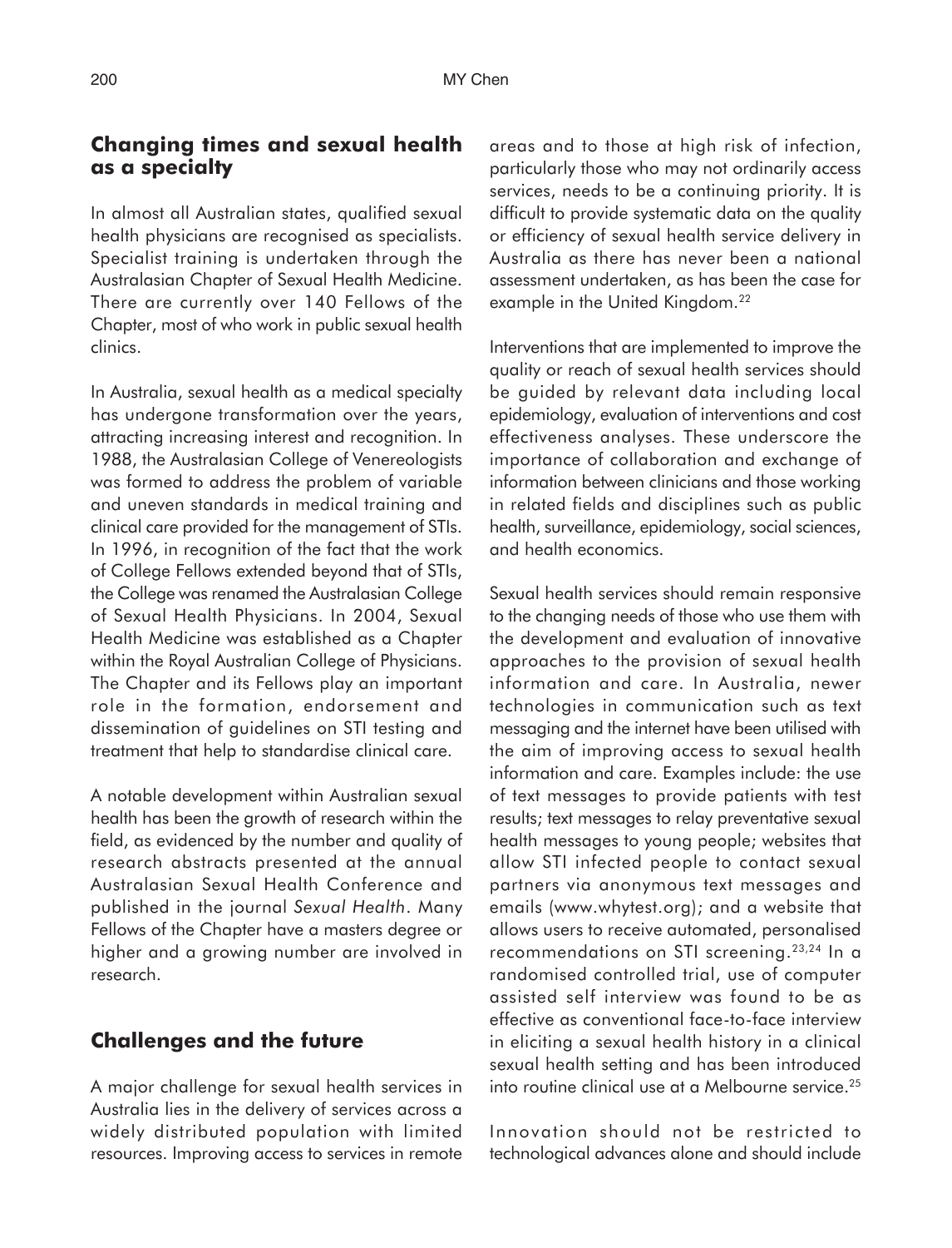## Changing times and sexual health as a specialty

In almost all Australian states, qualified sexual health physicians are recognised as specialists. Specialist training is undertaken through the Australasian Chapter of Sexual Health Medicine. There are currently over 140 Fellows of the Chapter, most of who work in public sexual health clinics.

In Australia, sexual health as a medical specialty has undergone transformation over the years, attracting increasing interest and recognition. In 1988, the Australasian College of Venereologists was formed to address the problem of variable and uneven standards in medical training and clinical care provided for the management of STIs. In 1996, in recognition of the fact that the work of College Fellows extended beyond that of STIs, the College was renamed the Australasian College of Sexual Health Physicians. In 2004, Sexual Health Medicine was established as a Chapter within the Royal Australian College of Physicians. The Chapter and its Fellows play an important role in the formation, endorsement and dissemination of guidelines on STI testing and treatment that help to standardise clinical care.

A notable development within Australian sexual health has been the growth of research within the field, as evidenced by the number and quality of research abstracts presented at the annual Australasian Sexual Health Conference and published in the journal *Sexual Health*. Many Fellows of the Chapter have a masters degree or higher and a growing number are involved in research.

## Challenges and the future

A major challenge for sexual health services in Australia lies in the delivery of services across a widely distributed population with limited resources. Improving access to services in remote areas and to those at high risk of infection, particularly those who may not ordinarily access services, needs to be a continuing priority. It is difficult to provide systematic data on the quality or efficiency of sexual health service delivery in Australia as there has never been a national assessment undertaken, as has been the case for example in the United Kingdom.[22]

Interventions that are implemented to improve the quality or reach of sexual health services should be guided by relevant data including local epidemiology, evaluation of interventions and cost effectiveness analyses. These underscore the importance of collaboration and exchange of information between clinicians and those working in related fields and disciplines such as public health, surveillance, epidemiology, social sciences, and health economics.

Sexual health services should remain responsive to the changing needs of those who use them with the development and evaluation of innovative approaches to the provision of sexual health information and care. In Australia, newer technologies in communication such as text messaging and the internet have been utilised with the aim of improving access to sexual health information and care. Examples include: the use of text messages to provide patients with test results; text messages to relay preventative sexual health messages to young people; websites that allow STI infected people to contact sexual partners via anonymous text messages and emails (www.whytest.org); and a website that allows users to receive automated, personalised recommendations on STI screening.[23,24] In a randomised controlled trial, use of computer assisted self interview was found to be as effective as conventional face-to-face interview in eliciting a sexual health history in a clinical sexual health setting and has been introduced into routine clinical use at a Melbourne service.[25]

Innovation should not be restricted to technological advances alone and should include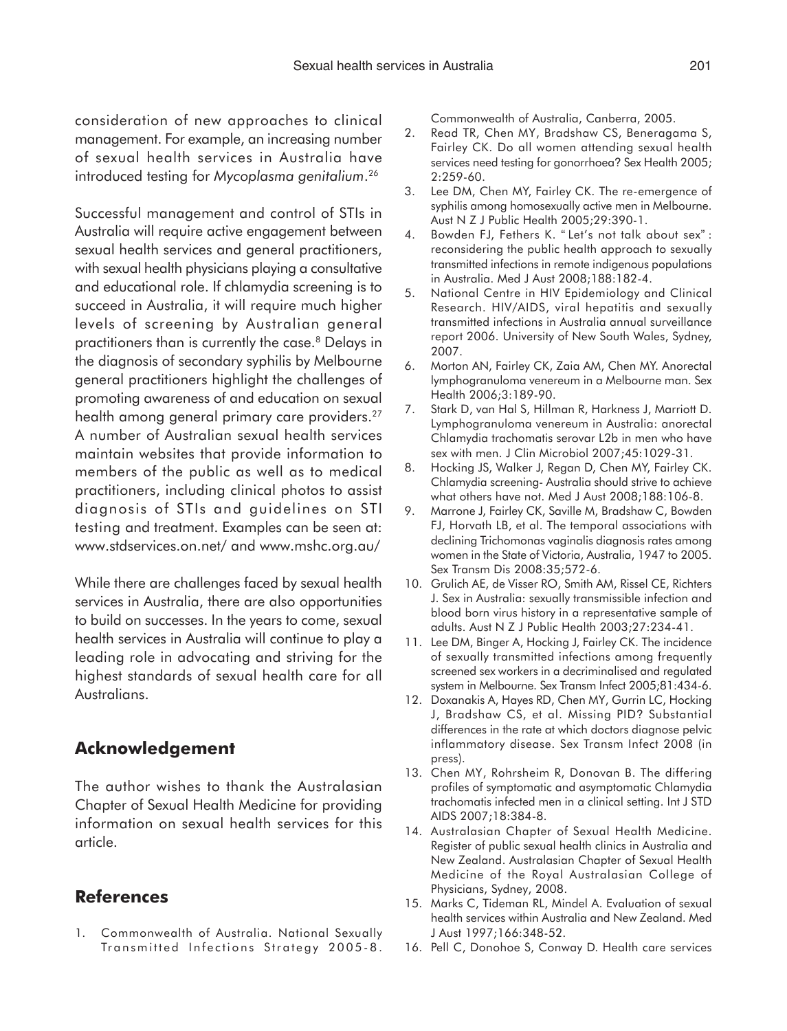consideration of new approaches to clinical management. For example, an increasing number of sexual health services in Australia have introduced testing for *Mycoplasma genitalium*.[26]

Successful management and control of STIs in Australia will require active engagement between sexual health services and general practitioners, with sexual health physicians playing a consultative and educational role. If chlamydia screening is to succeed in Australia, it will require much higher levels of screening by Australian general practitioners than is currently the case.[8] Delays in the diagnosis of secondary syphilis by Melbourne general practitioners highlight the challenges of promoting awareness of and education on sexual health among general primary care providers.[27] A number of Australian sexual health services maintain websites that provide information to members of the public as well as to medical practitioners, including clinical photos to assist diagnosis of STIs and guidelines on STI testing and treatment. Examples can be seen at: www.stdservices.on.net/ and www.mshc.org.au/

While there are challenges faced by sexual health services in Australia, there are also opportunities to build on successes. In the years to come, sexual health services in Australia will continue to play a leading role in advocating and striving for the highest standards of sexual health care for all Australians.

## Acknowledgement

The author wishes to thank the Australasian Chapter of Sexual Health Medicine for providing information on sexual health services for this article.

## References

1. Commonwealth of Australia. National Sexually Transmitted Infections Strategy 2005-8. Commonwealth of Australia, Canberra, 2005.
2. Read TR, Chen MY, Bradshaw CS, Beneragama S, Fairley CK. Do all women attending sexual health services need testing for gonorrhoea? Sex Health 2005; 2:259-60.
3. Lee DM, Chen MY, Fairley CK. The re-emergence of syphilis among homosexually active men in Melbourne. Aust N Z J Public Health 2005;29:390-1.
4. Bowden FJ, Fethers K. "Let's not talk about sex": reconsidering the public health approach to sexually transmitted infections in remote indigenous populations in Australia. Med J Aust 2008;188:182-4.
5. National Centre in HIV Epidemiology and Clinical Research. HIV/AIDS, viral hepatitis and sexually transmitted infections in Australia annual surveillance report 2006. University of New South Wales, Sydney, 2007.
6. Morton AN, Fairley CK, Zaia AM, Chen MY. Anorectal lymphogranuloma venereum in a Melbourne man. Sex Health 2006;3:189-90.
7. Stark D, van Hal S, Hillman R, Harkness J, Marriott D. Lymphogranuloma venereum in Australia: anorectal Chlamydia trachomatis serovar L2b in men who have sex with men. J Clin Microbiol 2007;45:1029-31.
8. Hocking JS, Walker J, Regan D, Chen MY, Fairley CK. Chlamydia screening- Australia should strive to achieve what others have not. Med J Aust 2008;188:106-8.
9. Marrone J, Fairley CK, Saville M, Bradshaw C, Bowden FJ, Horvath LB, et al. The temporal associations with declining Trichomonas vaginalis diagnosis rates among women in the State of Victoria, Australia, 1947 to 2005. Sex Transm Dis 2008:35;572-6.
10. Grulich AE, de Visser RO, Smith AM, Rissel CE, Richters J. Sex in Australia: sexually transmissible infection and blood born virus history in a representative sample of adults. Aust N Z J Public Health 2003;27:234-41.
11. Lee DM, Binger A, Hocking J, Fairley CK. The incidence of sexually transmitted infections among frequently screened sex workers in a decriminalised and regulated system in Melbourne. Sex Transm Infect 2005;81:434-6.
12. Doxanakis A, Hayes RD, Chen MY, Gurrin LC, Hocking J, Bradshaw CS, et al. Missing PID? Substantial differences in the rate at which doctors diagnose pelvic inflammatory disease. Sex Transm Infect 2008 (in press).
13. Chen MY, Rohrsheim R, Donovan B. The differing profiles of symptomatic and asymptomatic Chlamydia trachomatis infected men in a clinical setting. Int J STD AIDS 2007;18:384-8.
14. Australasian Chapter of Sexual Health Medicine. Register of public sexual health clinics in Australia and New Zealand. Australasian Chapter of Sexual Health Medicine of the Royal Australasian College of Physicians, Sydney, 2008.
15. Marks C, Tideman RL, Mindel A. Evaluation of sexual health services within Australia and New Zealand. Med J Aust 1997;166:348-52.
16. Pell C, Donohoe S, Conway D. Health care services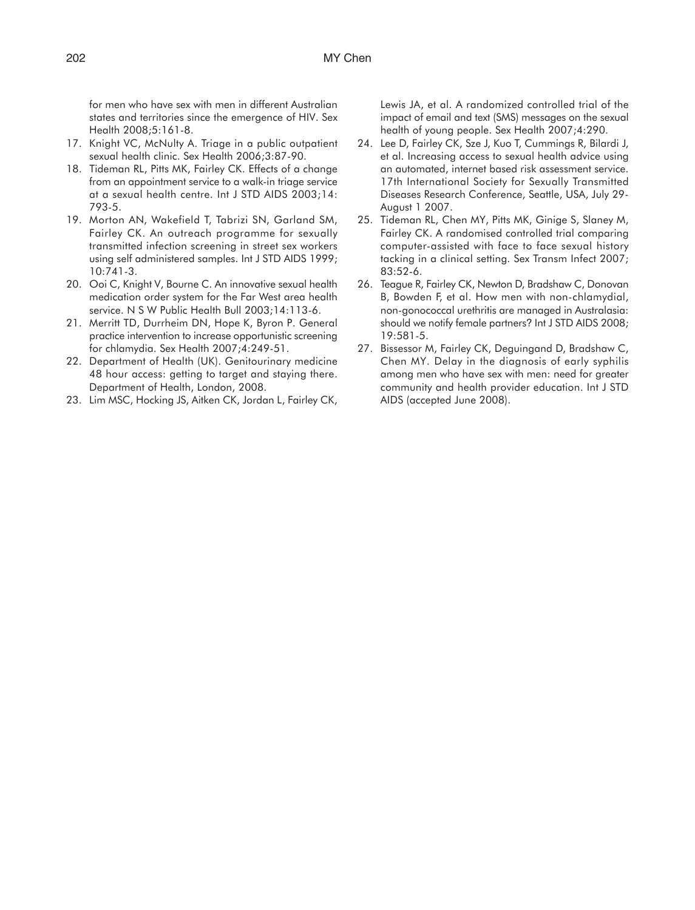for men who have sex with men in different Australian states and territories since the emergence of HIV. Sex Health 2008;5:161-8.

17. Knight VC, McNulty A. Triage in a public outpatient sexual health clinic. Sex Health 2006;3:87-90.
18. Tideman RL, Pitts MK, Fairley CK. Effects of a change from an appointment service to a walk-in triage service at a sexual health centre. Int J STD AIDS 2003;14: 793-5.
19. Morton AN, Wakefield T, Tabrizi SN, Garland SM, Fairley CK. An outreach programme for sexually transmitted infection screening in street sex workers using self administered samples. Int J STD AIDS 1999; 10:741-3.
20. Ooi C, Knight V, Bourne C. An innovative sexual health medication order system for the Far West area health service. N S W Public Health Bull 2003;14:113-6.
21. Merritt TD, Durrheim DN, Hope K, Byron P. General practice intervention to increase opportunistic screening for chlamydia. Sex Health 2007;4:249-51.
22. Department of Health (UK). Genitourinary medicine 48 hour access: getting to target and staying there. Department of Health, London, 2008.
23. Lim MSC, Hocking JS, Aitken CK, Jordan L, Fairley CK, Lewis JA, et al. A randomized controlled trial of the impact of email and text (SMS) messages on the sexual health of young people. Sex Health 2007;4:290.
24. Lee D, Fairley CK, Sze J, Kuo T, Cummings R, Bilardi J, et al. Increasing access to sexual health advice using an automated, internet based risk assessment service. 17th International Society for Sexually Transmitted Diseases Research Conference, Seattle, USA, July 29-August 1 2007.
25. Tideman RL, Chen MY, Pitts MK, Ginige S, Slaney M, Fairley CK. A randomised controlled trial comparing computer-assisted with face to face sexual history tacking in a clinical setting. Sex Transm Infect 2007; 83:52-6.
26. Teague R, Fairley CK, Newton D, Bradshaw C, Donovan B, Bowden F, et al. How men with non-chlamydial, non-gonococcal urethritis are managed in Australasia: should we notify female partners? Int J STD AIDS 2008; 19:581-5.
27. Bissessor M, Fairley CK, Deguingand D, Bradshaw C, Chen MY. Delay in the diagnosis of early syphilis among men who have sex with men: need for greater community and health provider education. Int J STD AIDS (accepted June 2008).